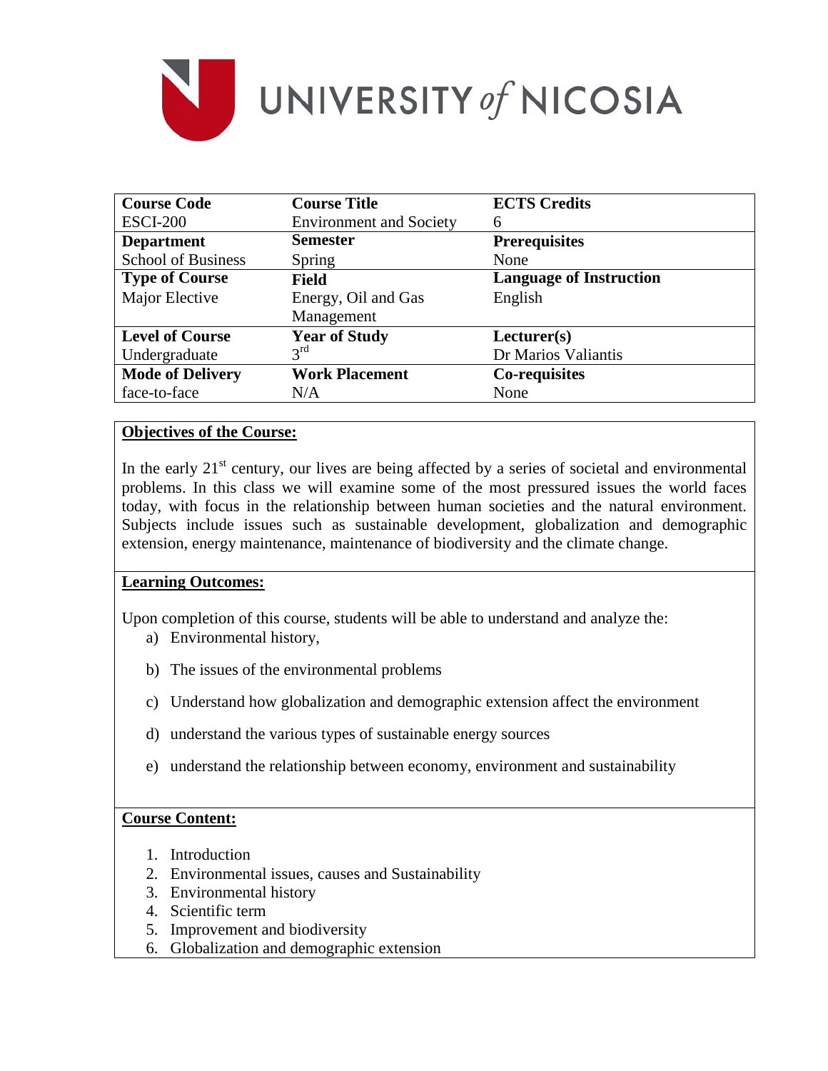# UNIVERSITY *of* NICOSIA

| Course Code | Course Title | ECTS Credits |
|---|---|---|
| ESCI-200 | Environment and Society | 6 |
| **Department** | **Semester** | **Prerequisites** |
| School of Business | Spring | None |
| **Type of Course** | **Field** | **Language of Instruction** |
| Major Elective | Energy, Oil and Gas Management | English |
| **Level of Course** | **Year of Study** | **Lecturer(s)** |
| Undergraduate | 3rd | Dr Marios Valiantis |
| **Mode of Delivery** | **Work Placement** | **Co-requisites** |
| face-to-face | N/A | None |

## Objectives of the Course:

In the early 21st century, our lives are being affected by a series of societal and environmental problems. In this class we will examine some of the most pressured issues the world faces today, with focus in the relationship between human societies and the natural environment. Subjects include issues such as sustainable development, globalization and demographic extension, energy maintenance, maintenance of biodiversity and the climate change.

## Learning Outcomes:

Upon completion of this course, students will be able to understand and analyze the:

a) Environmental history,

b) The issues of the environmental problems

c) Understand how globalization and demographic extension affect the environment

d) understand the various types of sustainable energy sources

e) understand the relationship between economy, environment and sustainability

## Course Content:

1. Introduction
2. Environmental issues, causes and Sustainability
3. Environmental history
4. Scientific term
5. Improvement and biodiversity
6. Globalization and demographic extension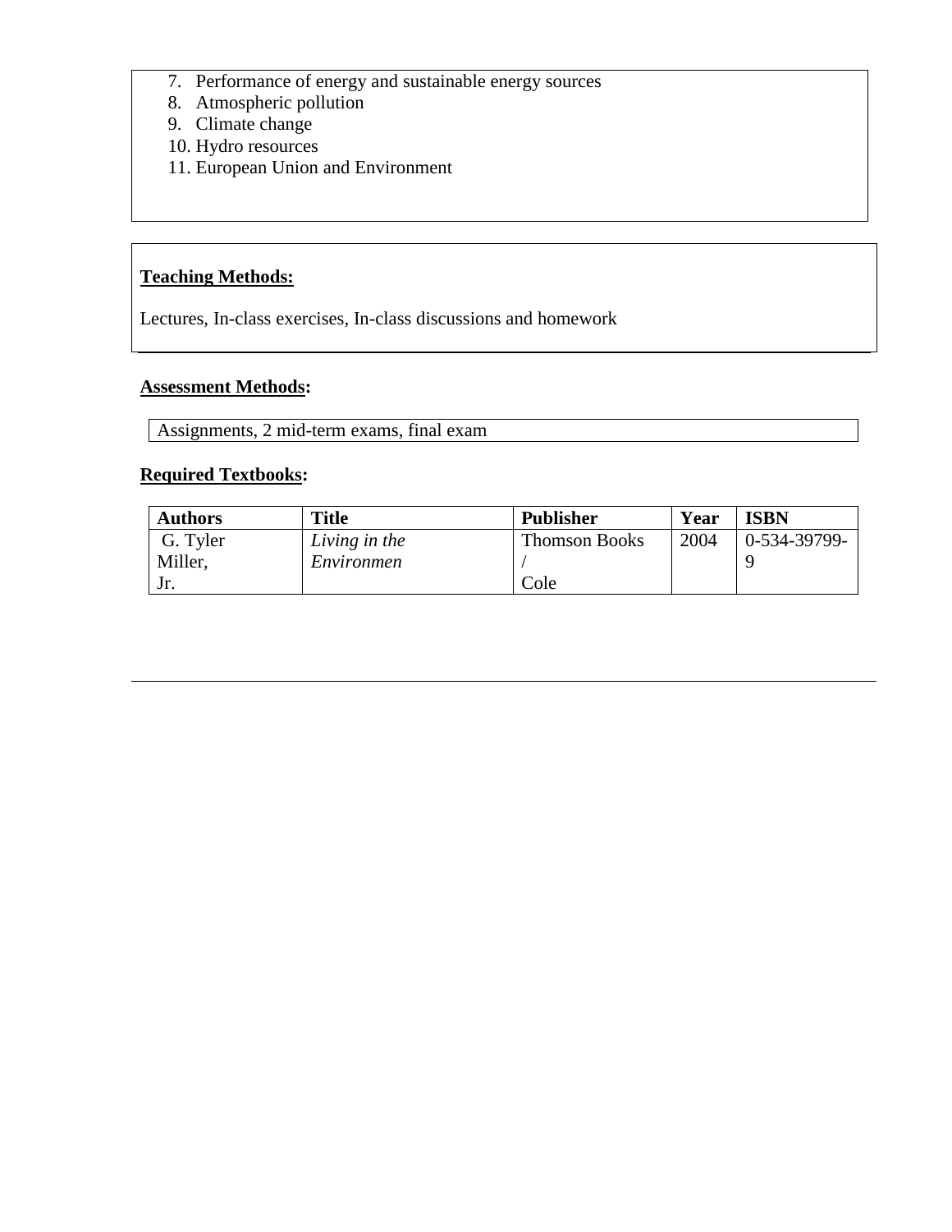7. Performance of energy and sustainable energy sources
8. Atmospheric pollution
9. Climate change
10. Hydro resources
11. European Union and Environment

**Teaching Methods:**

Lectures, In-class exercises, In-class discussions and homework

**Assessment Methods:**

Assignments, 2 mid-term exams, final exam

**Required Textbooks:**

| Authors | Title | Publisher | Year | ISBN |
| --- | --- | --- | --- | --- |
| G. Tyler Miller, Jr. | *Living in the Environmen* | Thomson Books / Cole | 2004 | 0-534-39799-9 |